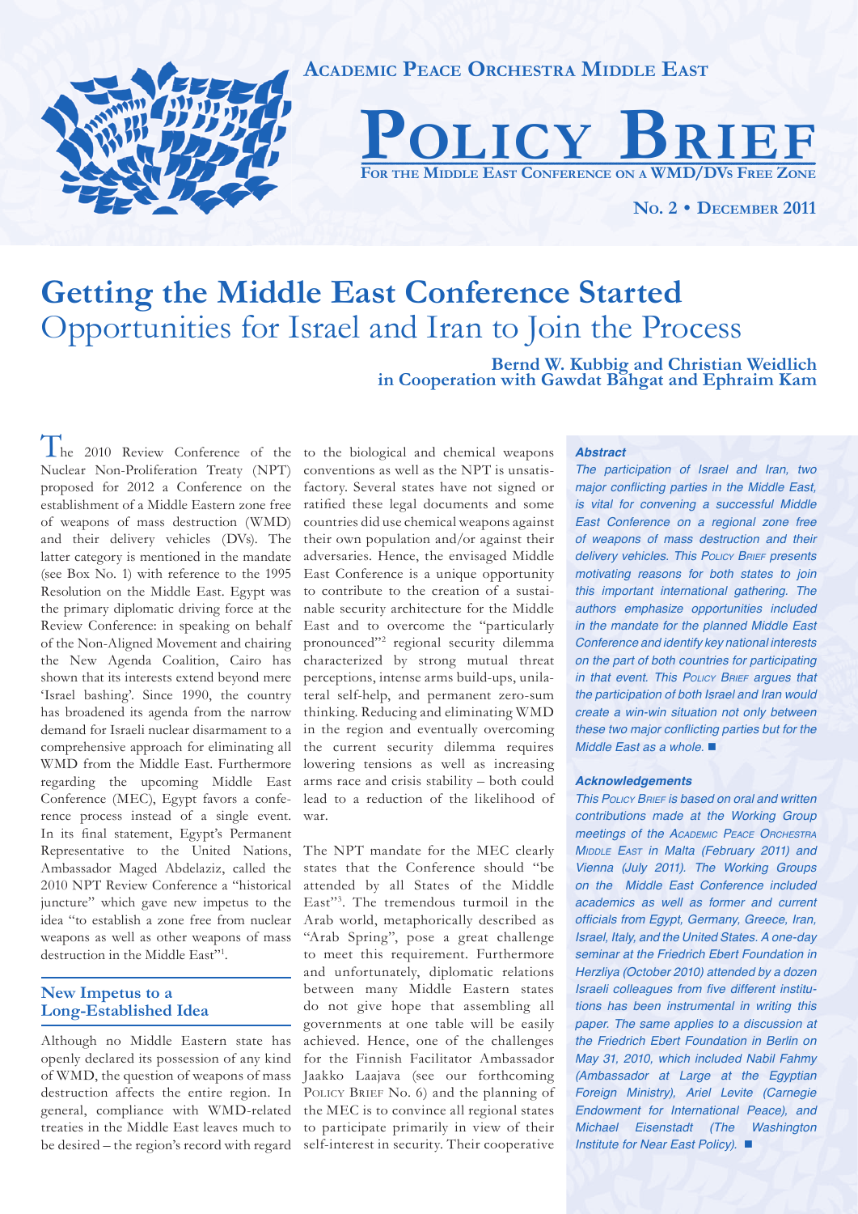**Academic Peace Orchestra Middle East**

# Policy Brief

**For the Middle East Conference on a WMD/DVs Free Zone**

**No. 2 • December 2011**

# Getting the Middle East Conference Started

## Opportunities for Israel and Iran to Join the Process

**Bernd W. Kubbig and Christian Weidlich in Cooperation with Gawdat Bahgat and Ephraim Kam**

The 2010 Review Conference of the Nuclear Non-Proliferation Treaty (NPT) proposed for 2012 a Conference on the establishment of a Middle Eastern zone free of weapons of mass destruction (WMD) and their delivery vehicles (DVs). The latter category is mentioned in the mandate (see Box No. 1) with reference to the 1995 Resolution on the Middle East. Egypt was the primary diplomatic driving force at the Review Conference: in speaking on behalf of the Non-Aligned Movement and chairing the New Agenda Coalition, Cairo has shown that its interests extend beyond mere 'Israel bashing'. Since 1990, the country has broadened its agenda from the narrow demand for Israeli nuclear disarmament to a comprehensive approach for eliminating all WMD from the Middle East. Furthermore regarding the upcoming Middle East Conference (MEC), Egypt favors a conference process instead of a single event. In its final statement, Egypt's Permanent Representative to the United Nations, Ambassador Maged Abdelaziz, called the 2010 NPT Review Conference a "historical juncture" which gave new impetus to the idea "to establish a zone free from nuclear weapons as well as other weapons of mass destruction in the Middle East"[1].

### New Impetus to a Long-Established Idea

Although no Middle Eastern state has openly declared its possession of any kind of WMD, the question of weapons of mass destruction affects the entire region. In general, compliance with WMD-related treaties in the Middle East leaves much to be desired – the region's record with regard to the biological and chemical weapons conventions as well as the NPT is unsatisfactory. Several states have not signed or ratified these legal documents and some countries did use chemical weapons against their own population and/or against their adversaries. Hence, the envisaged Middle East Conference is a unique opportunity to contribute to the creation of a sustainable security architecture for the Middle East and to overcome the "particularly pronounced"[2] regional security dilemma characterized by strong mutual threat perceptions, intense arms build-ups, unilateral self-help, and permanent zero-sum thinking. Reducing and eliminating WMD in the region and eventually overcoming the current security dilemma requires lowering tensions as well as increasing arms race and crisis stability – both could lead to a reduction of the likelihood of war.

The NPT mandate for the MEC clearly states that the Conference should "be attended by all States of the Middle East"[3]. The tremendous turmoil in the Arab world, metaphorically described as "Arab Spring", pose a great challenge to meet this requirement. Furthermore and unfortunately, diplomatic relations between many Middle Eastern states do not give hope that assembling all governments at one table will be easily achieved. Hence, one of the challenges for the Finnish Facilitator Ambassador Jaakko Laajava (see our forthcoming Policy Brief No. 6) and the planning of the MEC is to convince all regional states to participate primarily in view of their self-interest in security. Their cooperative

**Abstract**

*The participation of Israel and Iran, two major conflicting parties in the Middle East, is vital for convening a successful Middle East Conference on a regional zone free of weapons of mass destruction and their delivery vehicles. This Policy Brief presents motivating reasons for both states to join this important international gathering. The authors emphasize opportunities included in the mandate for the planned Middle East Conference and identify key national interests on the part of both countries for participating in that event. This Policy Brief argues that the participation of both Israel and Iran would create a win-win situation not only between these two major conflicting parties but for the Middle East as a whole.* ■

**Acknowledgements**

*This Policy Brief is based on oral and written contributions made at the Working Group meetings of the Academic Peace Orchestra Middle East in Malta (February 2011) and Vienna (July 2011). The Working Groups on the Middle East Conference included academics as well as former and current officials from Egypt, Germany, Greece, Iran, Israel, Italy, and the United States. A one-day seminar at the Friedrich Ebert Foundation in Herzliya (October 2010) attended by a dozen Israeli colleagues from five different institutions has been instrumental in writing this paper. The same applies to a discussion at the Friedrich Ebert Foundation in Berlin on May 31, 2010, which included Nabil Fahmy (Ambassador at Large at the Egyptian Foreign Ministry), Ariel Levite (Carnegie Endowment for International Peace), and Michael Eisenstadt (The Washington Institute for Near East Policy).* ■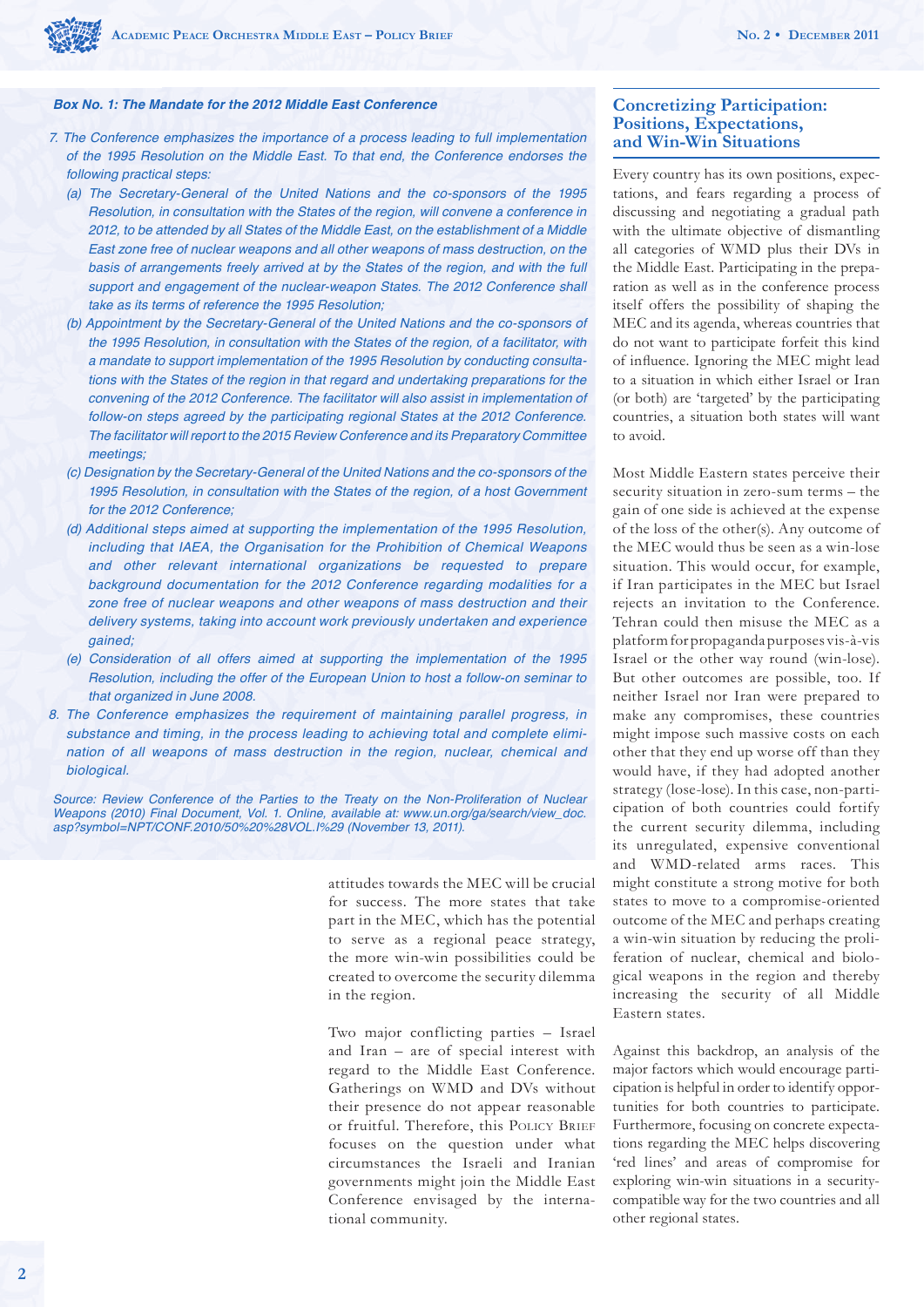**Box No. 1: The Mandate for the 2012 Middle East Conference**

*7. The Conference emphasizes the importance of a process leading to full implementation of the 1995 Resolution on the Middle East. To that end, the Conference endorses the following practical steps:*

*(a) The Secretary-General of the United Nations and the co-sponsors of the 1995 Resolution, in consultation with the States of the region, will convene a conference in 2012, to be attended by all States of the Middle East, on the establishment of a Middle East zone free of nuclear weapons and all other weapons of mass destruction, on the basis of arrangements freely arrived at by the States of the region, and with the full support and engagement of the nuclear-weapon States. The 2012 Conference shall take as its terms of reference the 1995 Resolution;*

*(b) Appointment by the Secretary-General of the United Nations and the co-sponsors of the 1995 Resolution, in consultation with the States of the region, of a facilitator, with a mandate to support implementation of the 1995 Resolution by conducting consultations with the States of the region in that regard and undertaking preparations for the convening of the 2012 Conference. The facilitator will also assist in implementation of follow-on steps agreed by the participating regional States at the 2012 Conference. The facilitator will report to the 2015 Review Conference and its Preparatory Committee meetings;*

*(c) Designation by the Secretary-General of the United Nations and the co-sponsors of the 1995 Resolution, in consultation with the States of the region, of a host Government for the 2012 Conference;*

*(d) Additional steps aimed at supporting the implementation of the 1995 Resolution, including that IAEA, the Organisation for the Prohibition of Chemical Weapons and other relevant international organizations be requested to prepare background documentation for the 2012 Conference regarding modalities for a zone free of nuclear weapons and other weapons of mass destruction and their delivery systems, taking into account work previously undertaken and experience gained;*

*(e) Consideration of all offers aimed at supporting the implementation of the 1995 Resolution, including the offer of the European Union to host a follow-on seminar to that organized in June 2008.*

*8. The Conference emphasizes the requirement of maintaining parallel progress, in substance and timing, in the process leading to achieving total and complete elimination of all weapons of mass destruction in the region, nuclear, chemical and biological.*

*Source: Review Conference of the Parties to the Treaty on the Non-Proliferation of Nuclear Weapons (2010) Final Document, Vol. 1. Online, available at: www.un.org/ga/search/view_doc.asp?symbol=NPT/CONF.2010/50%20%28VOL.I%29 (November 13, 2011).*

attitudes towards the MEC will be crucial for success. The more states that take part in the MEC, which has the potential to serve as a regional peace strategy, the more win-win possibilities could be created to overcome the security dilemma in the region.

Two major conflicting parties – Israel and Iran – are of special interest with regard to the Middle East Conference. Gatherings on WMD and DVs without their presence do not appear reasonable or fruitful. Therefore, this Policy Brief focuses on the question under what circumstances the Israeli and Iranian governments might join the Middle East Conference envisaged by the international community.

## Concretizing Participation: Positions, Expectations, and Win-Win Situations

Every country has its own positions, expectations, and fears regarding a process of discussing and negotiating a gradual path with the ultimate objective of dismantling all categories of WMD plus their DVs in the Middle East. Participating in the preparation as well as in the conference process itself offers the possibility of shaping the MEC and its agenda, whereas countries that do not want to participate forfeit this kind of influence. Ignoring the MEC might lead to a situation in which either Israel or Iran (or both) are 'targeted' by the participating countries, a situation both states will want to avoid.

Most Middle Eastern states perceive their security situation in zero-sum terms – the gain of one side is achieved at the expense of the loss of the other(s). Any outcome of the MEC would thus be seen as a win-lose situation. This would occur, for example, if Iran participates in the MEC but Israel rejects an invitation to the Conference. Tehran could then misuse the MEC as a platform for propaganda purposes vis-à-vis Israel or the other way round (win-lose). But other outcomes are possible, too. If neither Israel nor Iran were prepared to make any compromises, these countries might impose such massive costs on each other that they end up worse off than they would have, if they had adopted another strategy (lose-lose). In this case, non-participation of both countries could fortify the current security dilemma, including its unregulated, expensive conventional and WMD-related arms races. This might constitute a strong motive for both states to move to a compromise-oriented outcome of the MEC and perhaps creating a win-win situation by reducing the proliferation of nuclear, chemical and biological weapons in the region and thereby increasing the security of all Middle Eastern states.

Against this backdrop, an analysis of the major factors which would encourage participation is helpful in order to identify opportunities for both countries to participate. Furthermore, focusing on concrete expectations regarding the MEC helps discovering 'red lines' and areas of compromise for exploring win-win situations in a security-compatible way for the two countries and all other regional states.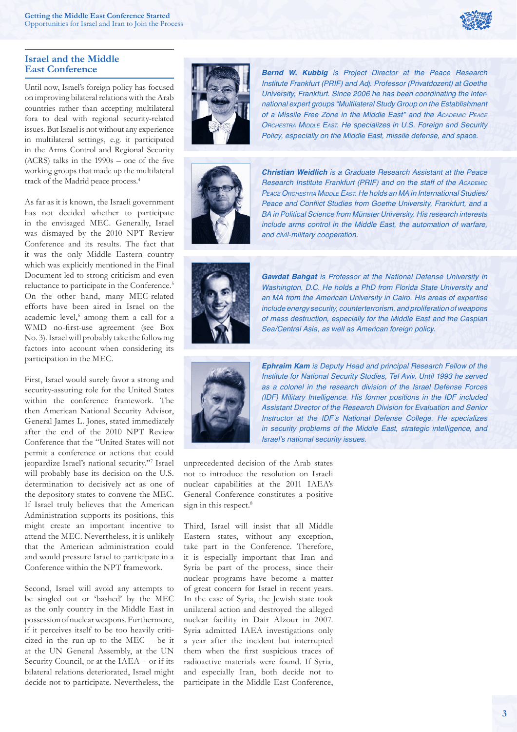## Israel and the Middle East Conference

Until now, Israel's foreign policy has focused on improving bilateral relations with the Arab countries rather than accepting multilateral fora to deal with regional security-related issues. But Israel is not without any experience in multilateral settings, e.g. it participated in the Arms Control and Regional Security (ACRS) talks in the 1990s – one of the five working groups that made up the multilateral track of the Madrid peace process.[4]

As far as it is known, the Israeli government has not decided whether to participate in the envisaged MEC. Generally, Israel was dismayed by the 2010 NPT Review Conference and its results. The fact that it was the only Middle Eastern country which was explicitly mentioned in the Final Document led to strong criticism and even reluctance to participate in the Conference.[5] On the other hand, many MEC-related efforts have been aired in Israel on the academic level,[6] among them a call for a WMD no-first-use agreement (see Box No. 3). Israel will probably take the following factors into account when considering its participation in the MEC.

First, Israel would surely favor a strong and security-assuring role for the United States within the conference framework. The then American National Security Advisor, General James L. Jones, stated immediately after the end of the 2010 NPT Review Conference that the "United States will not permit a conference or actions that could jeopardize Israel's national security."[7] Israel will probably base its decision on the U.S. determination to decisively act as one of the depository states to convene the MEC. If Israel truly believes that the American Administration supports its positions, this might create an important incentive to attend the MEC. Nevertheless, it is unlikely that the American administration could and would pressure Israel to participate in a Conference within the NPT framework.

Second, Israel will avoid any attempts to be singled out or 'bashed' by the MEC as the only country in the Middle East in possession of nuclear weapons. Furthermore, if it perceives itself to be too heavily criticized in the run-up to the MEC – be it at the UN General Assembly, at the UN Security Council, or at the IAEA – or if its bilateral relations deteriorated, Israel might decide not to participate. Nevertheless, the unprecedented decision of the Arab states not to introduce the resolution on Israeli nuclear capabilities at the 2011 IAEA's General Conference constitutes a positive sign in this respect.[8]

Third, Israel will insist that all Middle Eastern states, without any exception, take part in the Conference. Therefore, it is especially important that Iran and Syria be part of the process, since their nuclear programs have become a matter of great concern for Israel in recent years. In the case of Syria, the Jewish state took unilateral action and destroyed the alleged nuclear facility in Dair Alzour in 2007. Syria admitted IAEA investigations only a year after the incident but interrupted them when the first suspicious traces of radioactive materials were found. If Syria, and especially Iran, both decide not to participate in the Middle East Conference,

***Bernd W. Kubbig*** *is Project Director at the Peace Research Institute Frankfurt (PRIF) and Adj. Professor (Privatdozent) at Goethe University, Frankfurt. Since 2006 he has been coordinating the international expert groups "Multilateral Study Group on the Establishment of a Missile Free Zone in the Middle East" and the Academic Peace Orchestra Middle East. He specializes in U.S. Foreign and Security Policy, especially on the Middle East, missile defense, and space.*

***Christian Weidlich*** *is a Graduate Research Assistant at the Peace Research Institute Frankfurt (PRIF) and on the staff of the Academic Peace Orchestra Middle East. He holds an MA in International Studies/Peace and Conflict Studies from Goethe University, Frankfurt, and a BA in Political Science from Münster University. His research interests include arms control in the Middle East, the automation of warfare, and civil-military cooperation.*

***Gawdat Bahgat*** *is Professor at the National Defense University in Washington, D.C. He holds a PhD from Florida State University and an MA from the American University in Cairo. His areas of expertise include energy security, counterterrorism, and proliferation of weapons of mass destruction, especially for the Middle East and the Caspian Sea/Central Asia, as well as American foreign policy.*

***Ephraim Kam*** *is Deputy Head and principal Research Fellow of the Institute for National Security Studies, Tel Aviv. Until 1993 he served as a colonel in the research division of the Israel Defense Forces (IDF) Military Intelligence. His former positions in the IDF included Assistant Director of the Research Division for Evaluation and Senior Instructor at the IDF's National Defense College. He specializes in security problems of the Middle East, strategic intelligence, and Israel's national security issues.*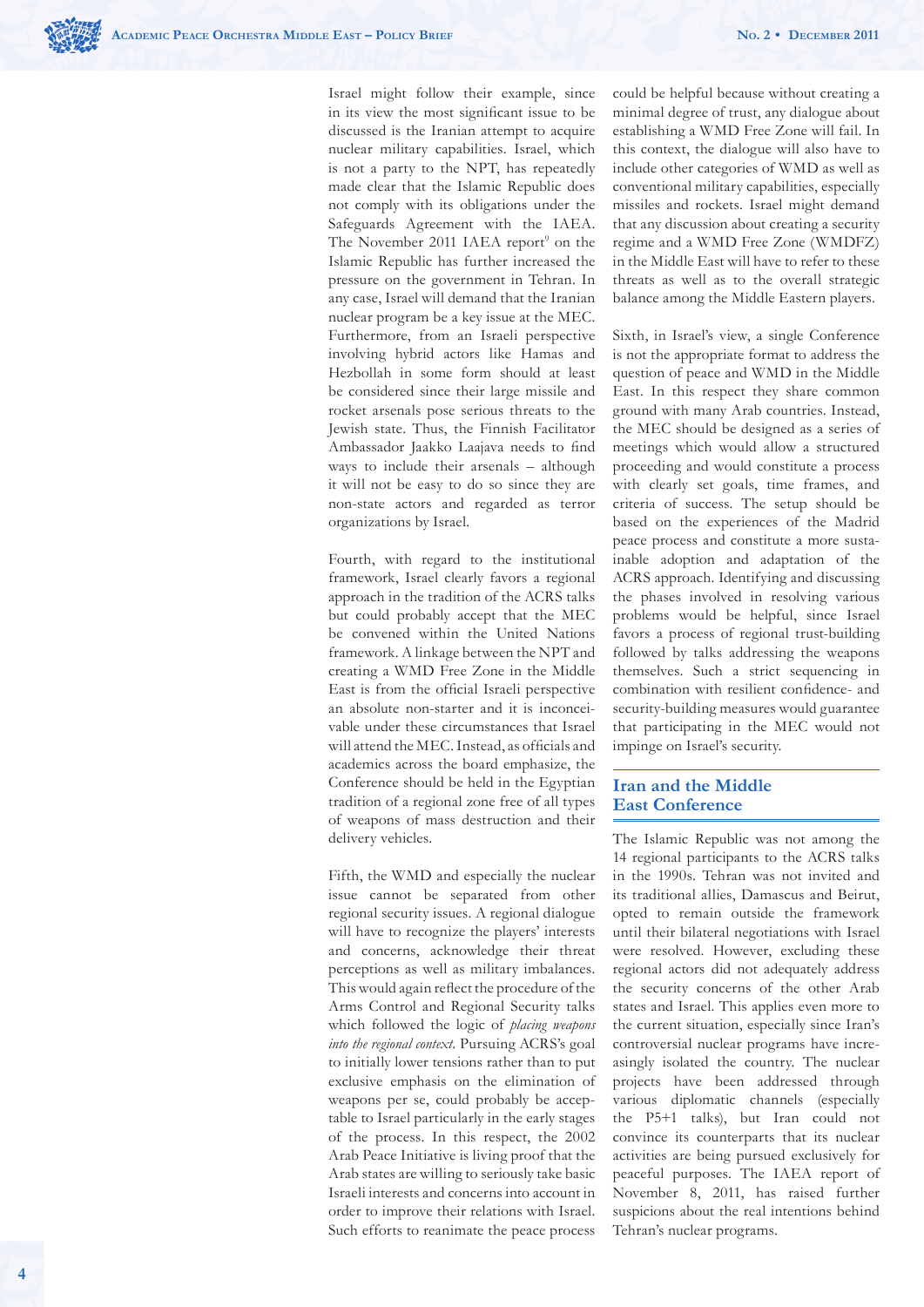Israel might follow their example, since in its view the most significant issue to be discussed is the Iranian attempt to acquire nuclear military capabilities. Israel, which is not a party to the NPT, has repeatedly made clear that the Islamic Republic does not comply with its obligations under the Safeguards Agreement with the IAEA. The November 2011 IAEA report[9] on the Islamic Republic has further increased the pressure on the government in Tehran. In any case, Israel will demand that the Iranian nuclear program be a key issue at the MEC. Furthermore, from an Israeli perspective involving hybrid actors like Hamas and Hezbollah in some form should at least be considered since their large missile and rocket arsenals pose serious threats to the Jewish state. Thus, the Finnish Facilitator Ambassador Jaakko Laajava needs to find ways to include their arsenals – although it will not be easy to do so since they are non-state actors and regarded as terror organizations by Israel.

Fourth, with regard to the institutional framework, Israel clearly favors a regional approach in the tradition of the ACRS talks but could probably accept that the MEC be convened within the United Nations framework. A linkage between the NPT and creating a WMD Free Zone in the Middle East is from the official Israeli perspective an absolute non-starter and it is inconceivable under these circumstances that Israel will attend the MEC. Instead, as officials and academics across the board emphasize, the Conference should be held in the Egyptian tradition of a regional zone free of all types of weapons of mass destruction and their delivery vehicles.

Fifth, the WMD and especially the nuclear issue cannot be separated from other regional security issues. A regional dialogue will have to recognize the players' interests and concerns, acknowledge their threat perceptions as well as military imbalances. This would again reflect the procedure of the Arms Control and Regional Security talks which followed the logic of *placing weapons into the regional context*. Pursuing ACRS's goal to initially lower tensions rather than to put exclusive emphasis on the elimination of weapons per se, could probably be acceptable to Israel particularly in the early stages of the process. In this respect, the 2002 Arab Peace Initiative is living proof that the Arab states are willing to seriously take basic Israeli interests and concerns into account in order to improve their relations with Israel. Such efforts to reanimate the peace process could be helpful because without creating a minimal degree of trust, any dialogue about establishing a WMD Free Zone will fail. In this context, the dialogue will also have to include other categories of WMD as well as conventional military capabilities, especially missiles and rockets. Israel might demand that any discussion about creating a security regime and a WMD Free Zone (WMDFZ) in the Middle East will have to refer to these threats as well as to the overall strategic balance among the Middle Eastern players.

Sixth, in Israel's view, a single Conference is not the appropriate format to address the question of peace and WMD in the Middle East. In this respect they share common ground with many Arab countries. Instead, the MEC should be designed as a series of meetings which would allow a structured proceeding and would constitute a process with clearly set goals, time frames, and criteria of success. The setup should be based on the experiences of the Madrid peace process and constitute a more sustainable adoption and adaptation of the ACRS approach. Identifying and discussing the phases involved in resolving various problems would be helpful, since Israel favors a process of regional trust-building followed by talks addressing the weapons themselves. Such a strict sequencing in combination with resilient confidence- and security-building measures would guarantee that participating in the MEC would not impinge on Israel's security.

## Iran and the Middle East Conference

The Islamic Republic was not among the 14 regional participants to the ACRS talks in the 1990s. Tehran was not invited and its traditional allies, Damascus and Beirut, opted to remain outside the framework until their bilateral negotiations with Israel were resolved. However, excluding these regional actors did not adequately address the security concerns of the other Arab states and Israel. This applies even more to the current situation, especially since Iran's controversial nuclear programs have increasingly isolated the country. The nuclear projects have been addressed through various diplomatic channels (especially the P5+1 talks), but Iran could not convince its counterparts that its nuclear activities are being pursued exclusively for peaceful purposes. The IAEA report of November 8, 2011, has raised further suspicions about the real intentions behind Tehran's nuclear programs.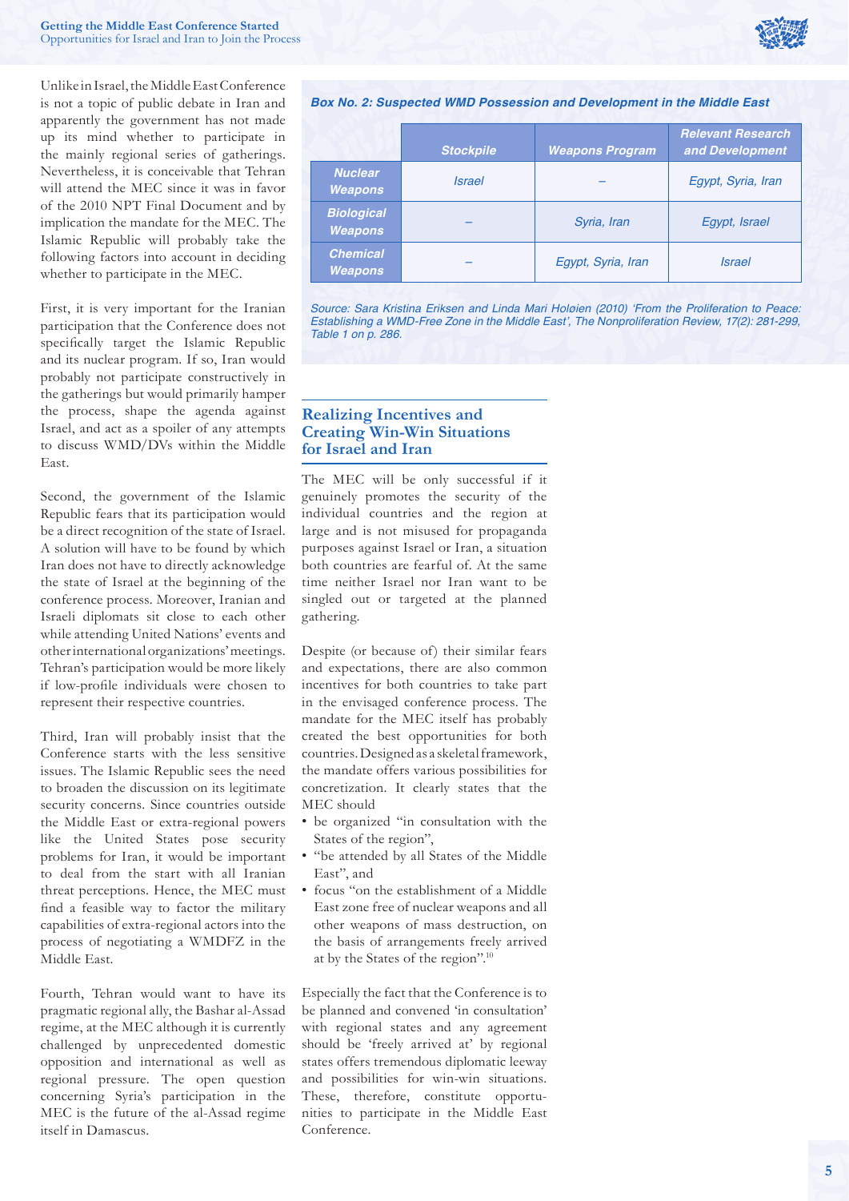Unlike in Israel, the Middle East Conference is not a topic of public debate in Iran and apparently the government has not made up its mind whether to participate in the mainly regional series of gatherings. Nevertheless, it is conceivable that Tehran will attend the MEC since it was in favor of the 2010 NPT Final Document and by implication the mandate for the MEC. The Islamic Republic will probably take the following factors into account in deciding whether to participate in the MEC.

First, it is very important for the Iranian participation that the Conference does not specifically target the Islamic Republic and its nuclear program. If so, Iran would probably not participate constructively in the gatherings but would primarily hamper the process, shape the agenda against Israel, and act as a spoiler of any attempts to discuss WMD/DVs within the Middle East.

Second, the government of the Islamic Republic fears that its participation would be a direct recognition of the state of Israel. A solution will have to be found by which Iran does not have to directly acknowledge the state of Israel at the beginning of the conference process. Moreover, Iranian and Israeli diplomats sit close to each other while attending United Nations' events and other international organizations' meetings. Tehran's participation would be more likely if low-profile individuals were chosen to represent their respective countries.

Third, Iran will probably insist that the Conference starts with the less sensitive issues. The Islamic Republic sees the need to broaden the discussion on its legitimate security concerns. Since countries outside the Middle East or extra-regional powers like the United States pose security problems for Iran, it would be important to deal from the start with all Iranian threat perceptions. Hence, the MEC must find a feasible way to factor the military capabilities of extra-regional actors into the process of negotiating a WMDFZ in the Middle East.

Fourth, Tehran would want to have its pragmatic regional ally, the Bashar al-Assad regime, at the MEC although it is currently challenged by unprecedented domestic opposition and international as well as regional pressure. The open question concerning Syria's participation in the MEC is the future of the al-Assad regime itself in Damascus.

***Box No. 2: Suspected WMD Possession and Development in the Middle East***

| | Stockpile | Weapons Program | Relevant Research and Development |
|---|---|---|---|
| **Nuclear Weapons** | *Israel* | – | *Egypt, Syria, Iran* |
| **Biological Weapons** | – | *Syria, Iran* | *Egypt, Israel* |
| **Chemical Weapons** | – | *Egypt, Syria, Iran* | *Israel* |

*Source: Sara Kristina Eriksen and Linda Mari Holøien (2010) 'From the Proliferation to Peace: Establishing a WMD-Free Zone in the Middle East', The Nonproliferation Review, 17(2): 281-299, Table 1 on p. 286.*

## Realizing Incentives and Creating Win-Win Situations for Israel and Iran

The MEC will be only successful if it genuinely promotes the security of the individual countries and the region at large and is not misused for propaganda purposes against Israel or Iran, a situation both countries are fearful of. At the same time neither Israel nor Iran want to be singled out or targeted at the planned gathering.

Despite (or because of) their similar fears and expectations, there are also common incentives for both countries to take part in the envisaged conference process. The mandate for the MEC itself has probably created the best opportunities for both countries. Designed as a skeletal framework, the mandate offers various possibilities for concretization. It clearly states that the MEC should

- be organized "in consultation with the States of the region",
- "be attended by all States of the Middle East", and
- focus "on the establishment of a Middle East zone free of nuclear weapons and all other weapons of mass destruction, on the basis of arrangements freely arrived at by the States of the region".[10]

Especially the fact that the Conference is to be planned and convened 'in consultation' with regional states and any agreement should be 'freely arrived at' by regional states offers tremendous diplomatic leeway and possibilities for win-win situations. These, therefore, constitute opportunities to participate in the Middle East Conference.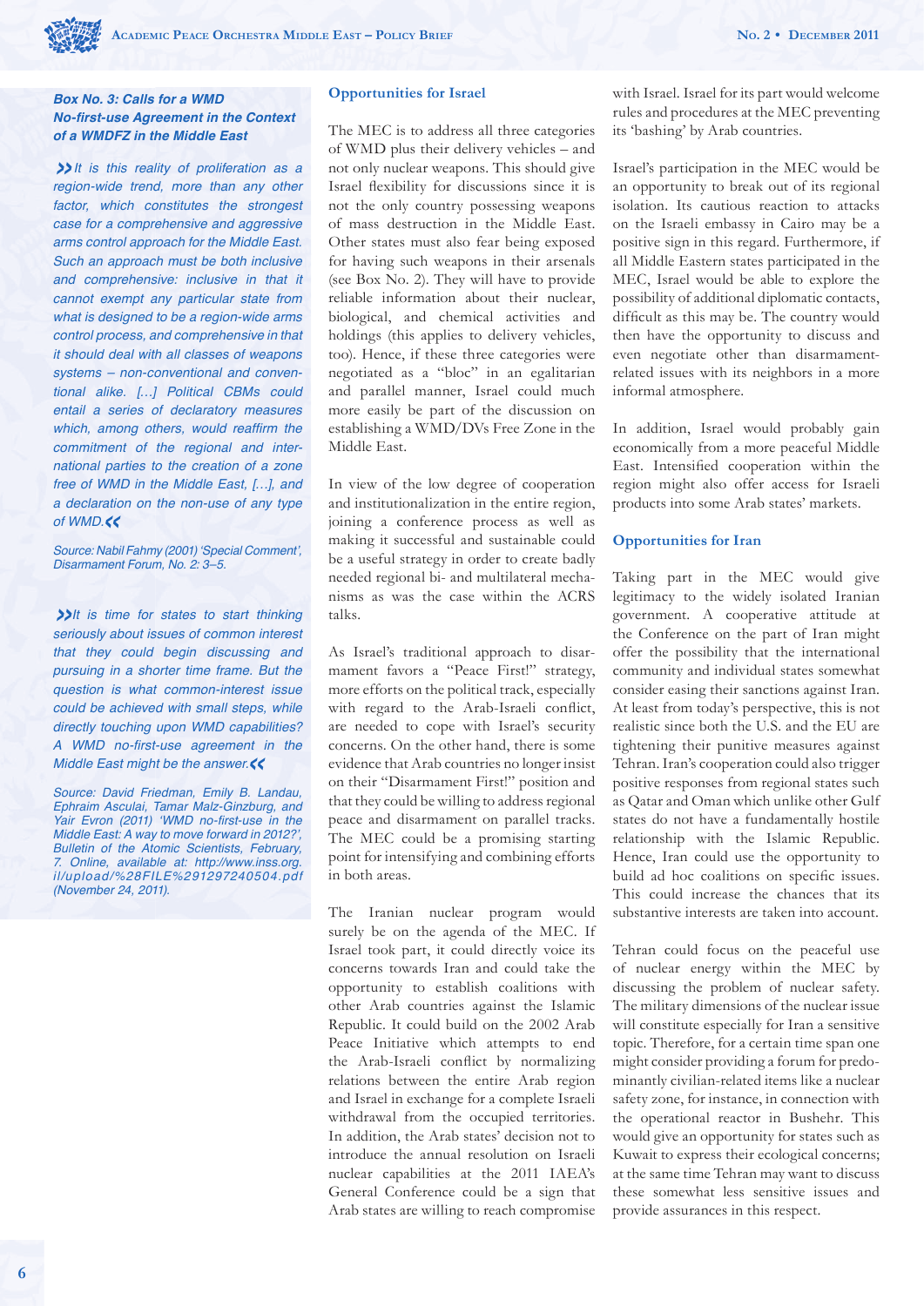### Box No. 3: Calls for a WMD No-first-use Agreement in the Context of a WMDFZ in the Middle East

*»It is this reality of proliferation as a region-wide trend, more than any other factor, which constitutes the strongest case for a comprehensive and aggressive arms control approach for the Middle East. Such an approach must be both inclusive and comprehensive: inclusive in that it cannot exempt any particular state from what is designed to be a region-wide arms control process, and comprehensive in that it should deal with all classes of weapons systems – non-conventional and conventional alike. […] Political CBMs could entail a series of declaratory measures which, among others, would reaffirm the commitment of the regional and international parties to the creation of a zone free of WMD in the Middle East, […], and a declaration on the non-use of any type of WMD.«*

*Source: Nabil Fahmy (2001) 'Special Comment', Disarmament Forum, No. 2: 3–5.*

*»It is time for states to start thinking seriously about issues of common interest that they could begin discussing and pursuing in a shorter time frame. But the question is what common-interest issue could be achieved with small steps, while directly touching upon WMD capabilities? A WMD no-first-use agreement in the Middle East might be the answer.«*

*Source: David Friedman, Emily B. Landau, Ephraim Asculai, Tamar Malz-Ginzburg, and Yair Evron (2011) 'WMD no-first-use in the Middle East: A way to move forward in 2012?', Bulletin of the Atomic Scientists, February, 7. Online, available at: http://www.inss.org.il/upload/%28FILE%291297240504.pdf (November 24, 2011).*

## Opportunities for Israel

The MEC is to address all three categories of WMD plus their delivery vehicles – and not only nuclear weapons. This should give Israel flexibility for discussions since it is not the only country possessing weapons of mass destruction in the Middle East. Other states must also fear being exposed for having such weapons in their arsenals (see Box No. 2). They will have to provide reliable information about their nuclear, biological, and chemical activities and holdings (this applies to delivery vehicles, too). Hence, if these three categories were negotiated as a "bloc" in an egalitarian and parallel manner, Israel could much more easily be part of the discussion on establishing a WMD/DVs Free Zone in the Middle East.

In view of the low degree of cooperation and institutionalization in the entire region, joining a conference process as well as making it successful and sustainable could be a useful strategy in order to create badly needed regional bi- and multilateral mechanisms as was the case within the ACRS talks.

As Israel's traditional approach to disarmament favors a "Peace First!" strategy, more efforts on the political track, especially with regard to the Arab-Israeli conflict, are needed to cope with Israel's security concerns. On the other hand, there is some evidence that Arab countries no longer insist on their "Disarmament First!" position and that they could be willing to address regional peace and disarmament on parallel tracks. The MEC could be a promising starting point for intensifying and combining efforts in both areas.

The Iranian nuclear program would surely be on the agenda of the MEC. If Israel took part, it could directly voice its concerns towards Iran and could take the opportunity to establish coalitions with other Arab countries against the Islamic Republic. It could build on the 2002 Arab Peace Initiative which attempts to end the Arab-Israeli conflict by normalizing relations between the entire Arab region and Israel in exchange for a complete Israeli withdrawal from the occupied territories. In addition, the Arab states' decision not to introduce the annual resolution on Israeli nuclear capabilities at the 2011 IAEA's General Conference could be a sign that Arab states are willing to reach compromise with Israel. Israel for its part would welcome rules and procedures at the MEC preventing its 'bashing' by Arab countries.

Israel's participation in the MEC would be an opportunity to break out of its regional isolation. Its cautious reaction to attacks on the Israeli embassy in Cairo may be a positive sign in this regard. Furthermore, if all Middle Eastern states participated in the MEC, Israel would be able to explore the possibility of additional diplomatic contacts, difficult as this may be. The country would then have the opportunity to discuss and even negotiate other than disarmament-related issues with its neighbors in a more informal atmosphere.

In addition, Israel would probably gain economically from a more peaceful Middle East. Intensified cooperation within the region might also offer access for Israeli products into some Arab states' markets.

## Opportunities for Iran

Taking part in the MEC would give legitimacy to the widely isolated Iranian government. A cooperative attitude at the Conference on the part of Iran might offer the possibility that the international community and individual states somewhat consider easing their sanctions against Iran. At least from today's perspective, this is not realistic since both the U.S. and the EU are tightening their punitive measures against Tehran. Iran's cooperation could also trigger positive responses from regional states such as Qatar and Oman which unlike other Gulf states do not have a fundamentally hostile relationship with the Islamic Republic. Hence, Iran could use the opportunity to build ad hoc coalitions on specific issues. This could increase the chances that its substantive interests are taken into account.

Tehran could focus on the peaceful use of nuclear energy within the MEC by discussing the problem of nuclear safety. The military dimensions of the nuclear issue will constitute especially for Iran a sensitive topic. Therefore, for a certain time span one might consider providing a forum for predominantly civilian-related items like a nuclear safety zone, for instance, in connection with the operational reactor in Bushehr. This would give an opportunity for states such as Kuwait to express their ecological concerns; at the same time Tehran may want to discuss these somewhat less sensitive issues and provide assurances in this respect.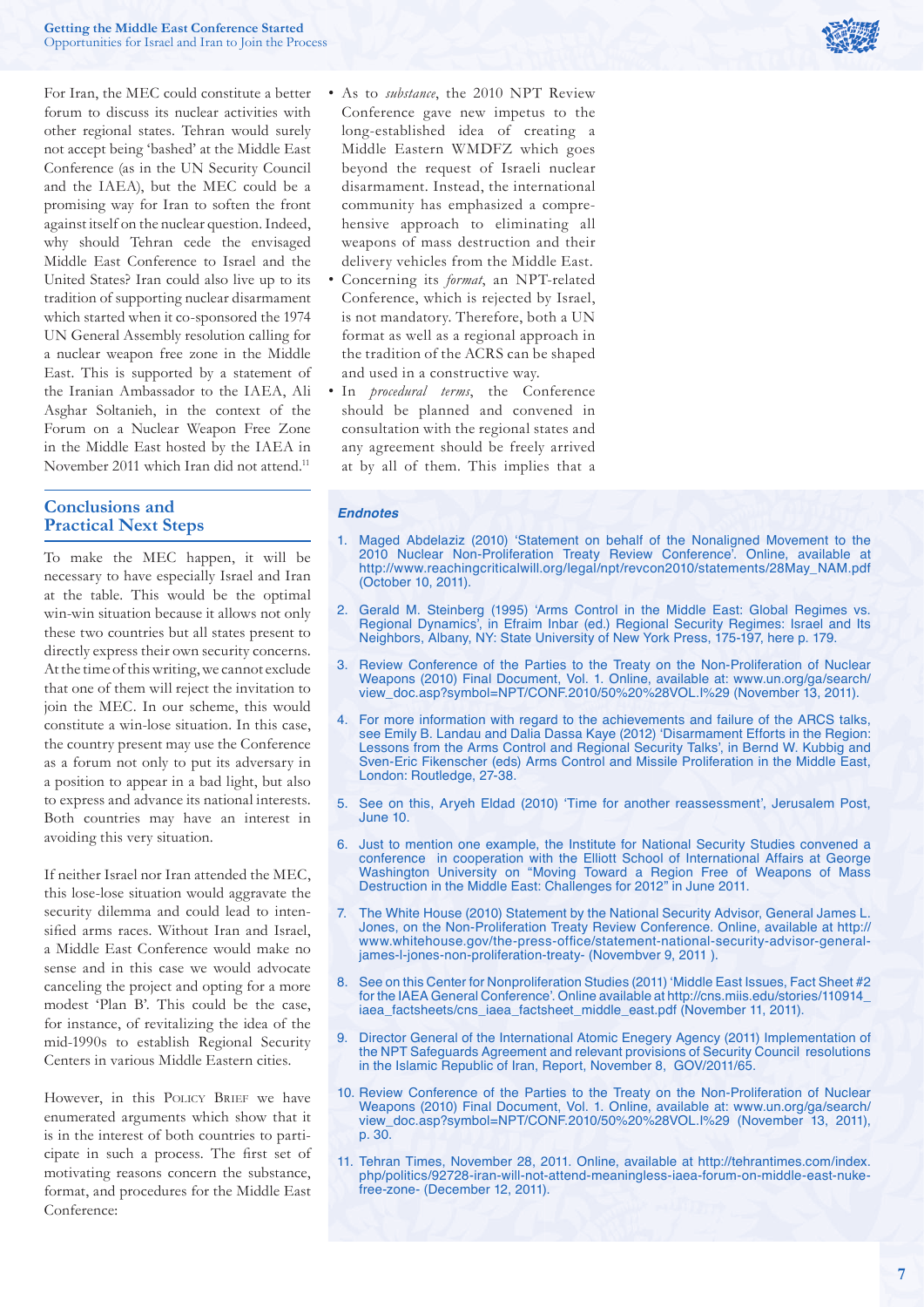For Iran, the MEC could constitute a better forum to discuss its nuclear activities with other regional states. Tehran would surely not accept being 'bashed' at the Middle East Conference (as in the UN Security Council and the IAEA), but the MEC could be a promising way for Iran to soften the front against itself on the nuclear question. Indeed, why should Tehran cede the envisaged Middle East Conference to Israel and the United States? Iran could also live up to its tradition of supporting nuclear disarmament which started when it co-sponsored the 1974 UN General Assembly resolution calling for a nuclear weapon free zone in the Middle East. This is supported by a statement of the Iranian Ambassador to the IAEA, Ali Asghar Soltanieh, in the context of the Forum on a Nuclear Weapon Free Zone in the Middle East hosted by the IAEA in November 2011 which Iran did not attend.[11]

## Conclusions and Practical Next Steps

To make the MEC happen, it will be necessary to have especially Israel and Iran at the table. This would be the optimal win-win situation because it allows not only these two countries but all states present to directly express their own security concerns. At the time of this writing, we cannot exclude that one of them will reject the invitation to join the MEC. In our scheme, this would constitute a win-lose situation. In this case, the country present may use the Conference as a forum not only to put its adversary in a position to appear in a bad light, but also to express and advance its national interests. Both countries may have an interest in avoiding this very situation.

If neither Israel nor Iran attended the MEC, this lose-lose situation would aggravate the security dilemma and could lead to intensified arms races. Without Iran and Israel, a Middle East Conference would make no sense and in this case we would advocate canceling the project and opting for a more modest 'Plan B'. This could be the case, for instance, of revitalizing the idea of the mid-1990s to establish Regional Security Centers in various Middle Eastern cities.

However, in this Policy Brief we have enumerated arguments which show that it is in the interest of both countries to participate in such a process. The first set of motivating reasons concern the substance, format, and procedures for the Middle East Conference:

- As to *substance*, the 2010 NPT Review Conference gave new impetus to the long-established idea of creating a Middle Eastern WMDFZ which goes beyond the request of Israeli nuclear disarmament. Instead, the international community has emphasized a comprehensive approach to eliminating all weapons of mass destruction and their delivery vehicles from the Middle East.
- Concerning its *format*, an NPT-related Conference, which is rejected by Israel, is not mandatory. Therefore, both a UN format as well as a regional approach in the tradition of the ACRS can be shaped and used in a constructive way.
- In *procedural terms*, the Conference should be planned and convened in consultation with the regional states and any agreement should be freely arrived at by all of them. This implies that a

### *Endnotes*

1. Maged Abdelaziz (2010) 'Statement on behalf of the Nonaligned Movement to the 2010 Nuclear Non-Proliferation Treaty Review Conference'. Online, available at http://www.reachingcriticalwill.org/legal/npt/revcon2010/statements/28May_NAM.pdf (October 10, 2011).
2. Gerald M. Steinberg (1995) 'Arms Control in the Middle East: Global Regimes vs. Regional Dynamics', in Efraim Inbar (ed.) Regional Security Regimes: Israel and Its Neighbors, Albany, NY: State University of New York Press, 175-197, here p. 179.
3. Review Conference of the Parties to the Treaty on the Non-Proliferation of Nuclear Weapons (2010) Final Document, Vol. 1. Online, available at: www.un.org/ga/search/view_doc.asp?symbol=NPT/CONF.2010/50%20%28VOL.I%29 (November 13, 2011).
4. For more information with regard to the achievements and failure of the ARCS talks, see Emily B. Landau and Dalia Dassa Kaye (2012) 'Disarmament Efforts in the Region: Lessons from the Arms Control and Regional Security Talks', in Bernd W. Kubbig and Sven-Eric Fikenscher (eds) Arms Control and Missile Proliferation in the Middle East, London: Routledge, 27-38.
5. See on this, Aryeh Eldad (2010) 'Time for another reassessment', Jerusalem Post, June 10.
6. Just to mention one example, the Institute for National Security Studies convened a conference in cooperation with the Elliott School of International Affairs at George Washington University on "Moving Toward a Region Free of Weapons of Mass Destruction in the Middle East: Challenges for 2012" in June 2011.
7. The White House (2010) Statement by the National Security Advisor, General James L. Jones, on the Non-Proliferation Treaty Review Conference. Online, available at http://www.whitehouse.gov/the-press-office/statement-national-security-advisor-general-james-l-jones-non-proliferation-treaty- (Novembver 9, 2011 ).
8. See on this Center for Nonproliferation Studies (2011) 'Middle East Issues, Fact Sheet #2 for the IAEA General Conference'. Online available at http://cns.miis.edu/stories/110914_iaea_factsheets/cns_iaea_factsheet_middle_east.pdf (November 11, 2011).
9. Director General of the International Atomic Enegery Agency (2011) Implementation of the NPT Safeguards Agreement and relevant provisions of Security Council resolutions in the Islamic Republic of Iran, Report, November 8, GOV/2011/65.
10. Review Conference of the Parties to the Treaty on the Non-Proliferation of Nuclear Weapons (2010) Final Document, Vol. 1. Online, available at: www.un.org/ga/search/view_doc.asp?symbol=NPT/CONF.2010/50%20%28VOL.I%29 (November 13, 2011), p. 30.
11. Tehran Times, November 28, 2011. Online, available at http://tehrantimes.com/index.php/politics/92728-iran-will-not-attend-meaningless-iaea-forum-on-middle-east-nuke-free-zone- (December 12, 2011).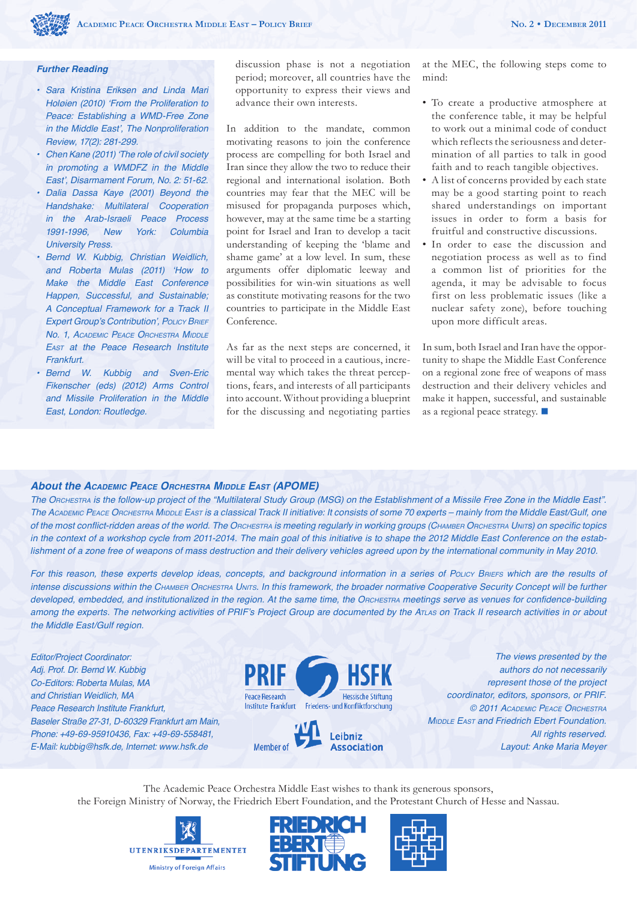discussion phase is not a negotiation period; moreover, all countries have the opportunity to express their views and advance their own interests.

In addition to the mandate, common motivating reasons to join the conference process are compelling for both Israel and Iran since they allow the two to reduce their regional and international isolation. Both countries may fear that the MEC will be misused for propaganda purposes which, however, may at the same time be a starting point for Israel and Iran to develop a tacit understanding of keeping the 'blame and shame game' at a low level. In sum, these arguments offer diplomatic leeway and possibilities for win-win situations as well as constitute motivating reasons for the two countries to participate in the Middle East Conference.

As far as the next steps are concerned, it will be vital to proceed in a cautious, incremental way which takes the threat perceptions, fears, and interests of all participants into account. Without providing a blueprint for the discussing and negotiating parties at the MEC, the following steps come to mind:

- To create a productive atmosphere at the conference table, it may be helpful to work out a minimal code of conduct which reflects the seriousness and determination of all parties to talk in good faith and to reach tangible objectives.
- A list of concerns provided by each state may be a good starting point to reach shared understandings on important issues in order to form a basis for fruitful and constructive discussions.
- In order to ease the discussion and negotiation process as well as to find a common list of priorities for the agenda, it may be advisable to focus first on less problematic issues (like a nuclear safety zone), before touching upon more difficult areas.

In sum, both Israel and Iran have the opportunity to shape the Middle East Conference on a regional zone free of weapons of mass destruction and their delivery vehicles and make it happen, successful, and sustainable as a regional peace strategy. ■

### Further Reading

- *Sara Kristina Eriksen and Linda Mari Holøien (2010) 'From the Proliferation to Peace: Establishing a WMD-Free Zone in the Middle East', The Nonproliferation Review, 17(2): 281-299.*
- *Chen Kane (2011) 'The role of civil society in promoting a WMDFZ in the Middle East', Disarmament Forum, No. 2: 51-62.*
- *Dalia Dassa Kaye (2001) Beyond the Handshake: Multilateral Cooperation in the Arab-Israeli Peace Process 1991-1996, New York: Columbia University Press.*
- *Bernd W. Kubbig, Christian Weidlich, and Roberta Mulas (2011) 'How to Make the Middle East Conference Happen, Successful, and Sustainable; A Conceptual Framework for a Track II Expert Group's Contribution', Policy Brief No. 1, Academic Peace Orchestra Middle East at the Peace Research Institute Frankfurt.*
- *Bernd W. Kubbig and Sven-Eric Fikenscher (eds) (2012) Arms Control and Missile Proliferation in the Middle East, London: Routledge.*

### About the Academic Peace Orchestra Middle East (APOME)

*The Orchestra is the follow-up project of the "Multilateral Study Group (MSG) on the Establishment of a Missile Free Zone in the Middle East". The Academic Peace Orchestra Middle East is a classical Track II initiative: It consists of some 70 experts – mainly from the Middle East/Gulf, one of the most conflict-ridden areas of the world. The Orchestra is meeting regularly in working groups (Chamber Orchestra Units) on specific topics in the context of a workshop cycle from 2011-2014. The main goal of this initiative is to shape the 2012 Middle East Conference on the establishment of a zone free of weapons of mass destruction and their delivery vehicles agreed upon by the international community in May 2010.*

*For this reason, these experts develop ideas, concepts, and background information in a series of Policy Briefs which are the results of intense discussions within the Chamber Orchestra Units. In this framework, the broader normative Cooperative Security Concept will be further developed, embedded, and institutionalized in the region. At the same time, the Orchestra meetings serve as venues for confidence-building among the experts. The networking activities of PRIF's Project Group are documented by the Atlas on Track II research activities in or about the Middle East/Gulf region.*

*Editor/Project Coordinator:*
*Adj. Prof. Dr. Bernd W. Kubbig*
*Co-Editors: Roberta Mulas, MA*
*and Christian Weidlich, MA*
*Peace Research Institute Frankfurt,*
*Baseler Straße 27-31, D-60329 Frankfurt am Main,*
*Phone: +49-69-95910436, Fax: +49-69-558481,*
*E-Mail: kubbig@hsfk.de, Internet: www.hsfk.de*

PRIF Peace Research Institute Frankfurt – HSFK Hessische Stiftung Friedens- und Konfliktforschung
Member of Leibniz Association

*The views presented by the authors do not necessarily represent those of the project coordinator, editors, sponsors, or PRIF.*
*© 2011 Academic Peace Orchestra Middle East and Friedrich Ebert Foundation.*
*All rights reserved.*
*Layout: Anke Maria Meyer*

The Academic Peace Orchestra Middle East wishes to thank its generous sponsors, the Foreign Ministry of Norway, the Friedrich Ebert Foundation, and the Protestant Church of Hesse and Nassau.

UTENRIKSDEPARTEMENTET
Ministry of Foreign Affairs

FRIEDRICH EBERT STIFTUNG